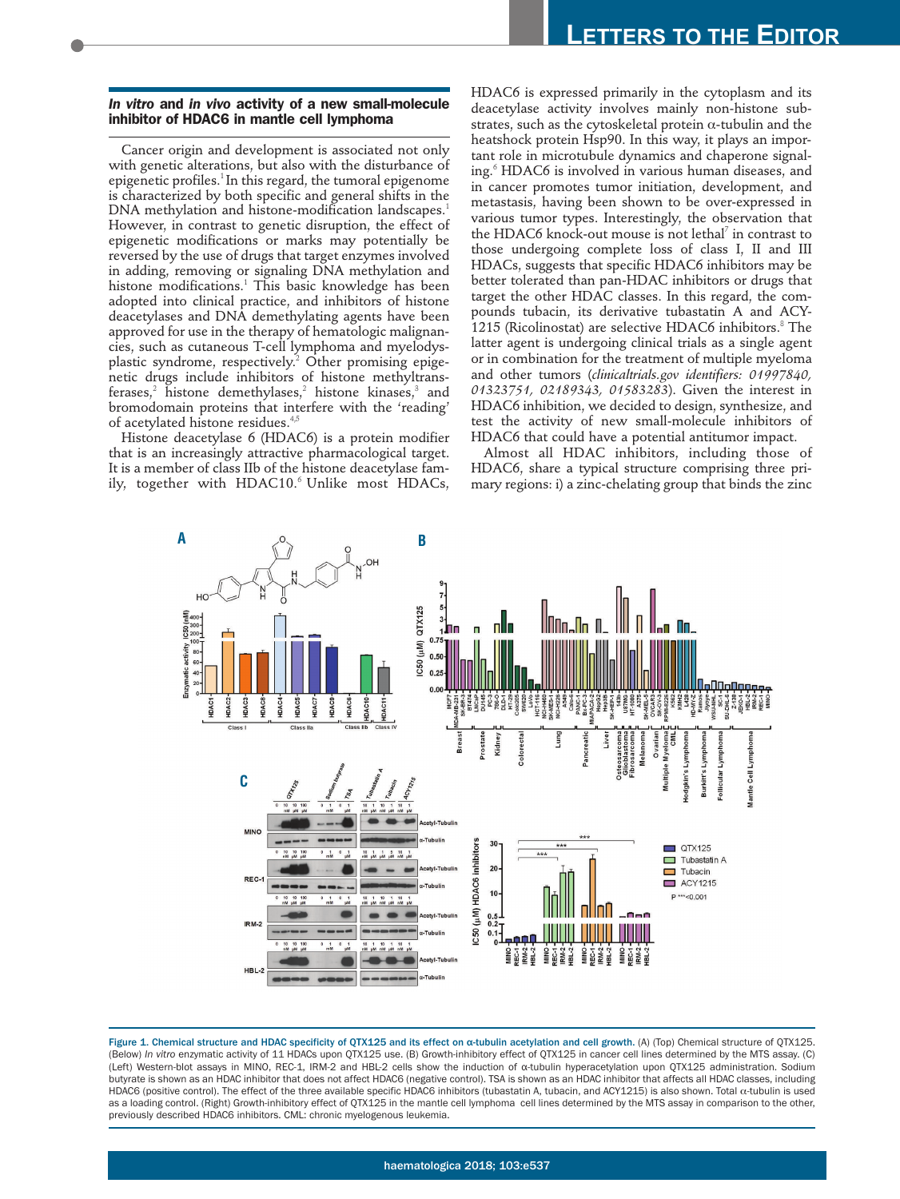## *In vitro* and *in vivo* activity of a new small-molecule inhibitor of HDAC6 in mantle cell lymphoma

Cancer origin and development is associated not only with genetic alterations, but also with the disturbance of epigenetic profiles.[1] In this regard, the tumoral epigenome is characterized by both specific and general shifts in the DNA methylation and histone-modification landscapes.[1] However, in contrast to genetic disruption, the effect of epigenetic modifications or marks may potentially be reversed by the use of drugs that target enzymes involved in adding, removing or signaling DNA methylation and histone modifications.[1] This basic knowledge has been adopted into clinical practice, and inhibitors of histone deacetylases and DNA demethylating agents have been approved for use in the therapy of hematologic malignancies, such as cutaneous T-cell lymphoma and myelodysplastic syndrome, respectively.[2] Other promising epigenetic drugs include inhibitors of histone methyltransferases,[2] histone demethylases,[2] histone kinases,[3] and bromodomain proteins that interfere with the 'reading' of acetylated histone residues.[4,5]

Histone deacetylase 6 (HDAC6) is a protein modifier that is an increasingly attractive pharmacological target. It is a member of class IIb of the histone deacetylase family, together with HDAC10.[6] Unlike most HDACs, HDAC6 is expressed primarily in the cytoplasm and its deacetylase activity involves mainly non-histone substrates, such as the cytoskeletal protein α-tubulin and the heatshock protein Hsp90. In this way, it plays an important role in microtubule dynamics and chaperone signaling.[6] HDAC6 is involved in various human diseases, and in cancer promotes tumor initiation, development, and metastasis, having been shown to be over-expressed in various tumor types. Interestingly, the observation that the HDAC6 knock-out mouse is not lethal[7] in contrast to those undergoing complete loss of class I, II and III HDACs, suggests that specific HDAC6 inhibitors may be better tolerated than pan-HDAC inhibitors or drugs that target the other HDAC classes. In this regard, the compounds tubacin, its derivative tubastatin A and ACY-1215 (Ricolinostat) are selective HDAC6 inhibitors.[8] The latter agent is undergoing clinical trials as a single agent or in combination for the treatment of multiple myeloma and other tumors (*clinicaltrials.gov identifiers: 01997840, 01323751, 02189343, 01583283*). Given the interest in HDAC6 inhibition, we decided to design, synthesize, and test the activity of new small-molecule inhibitors of HDAC6 that could have a potential antitumor impact.

Almost all HDAC inhibitors, including those of HDAC6, share a typical structure comprising three primary regions: i) a zinc-chelating group that binds the zinc

Figure 1. Chemical structure and HDAC specificity of QTX125 and its effect on α-tubulin acetylation and cell growth. (A) (Top) Chemical structure of QTX125. (Below) *In vitro* enzymatic activity of 11 HDACs upon QTX125 use. (B) Growth-inhibitory effect of QTX125 in cancer cell lines determined by the MTS assay. (C) (Left) Western-blot assays in MINO, REC-1, IRM-2 and HBL-2 cells show the induction of α-tubulin hyperacetylation upon QTX125 administration. Sodium butyrate is shown as an HDAC inhibitor that does not affect HDAC6 (negative control). TSA is shown as an HDAC inhibitor that affects all HDAC classes, including HDAC6 (positive control). The effect of the three available specific HDAC6 inhibitors (tubastatin A, tubacin, and ACY1215) is also shown. Total α-tubulin is used as a loading control. (Right) Growth-inhibitory effect of QTX125 in the mantle cell lymphoma cell lines determined by the MTS assay in comparison to the other, previously described HDAC6 inhibitors. CML: chronic myelogenous leukemia.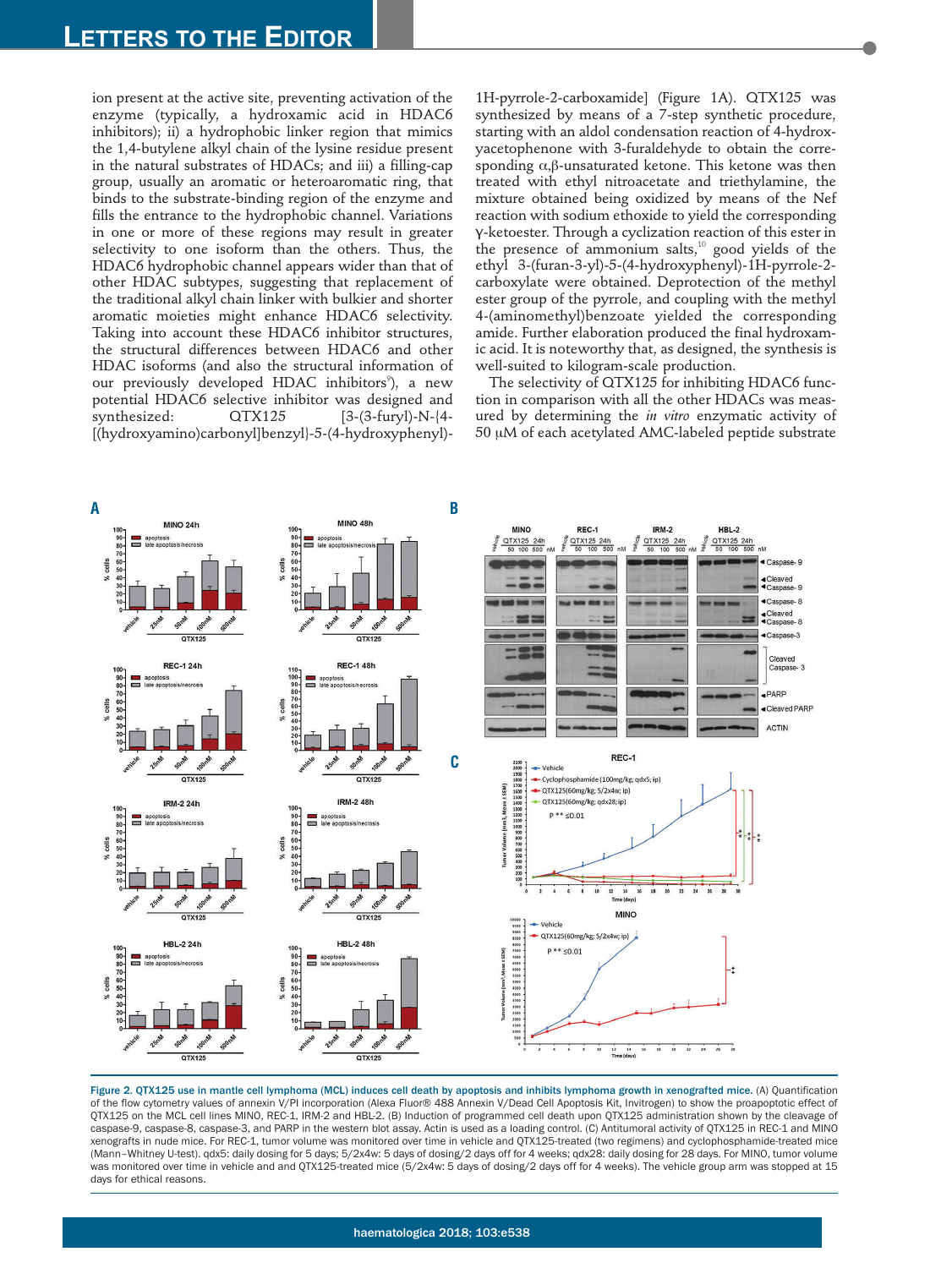ion present at the active site, preventing activation of the enzyme (typically, a hydroxamic acid in HDAC6 inhibitors); ii) a hydrophobic linker region that mimics the 1,4-butylene alkyl chain of the lysine residue present in the natural substrates of HDACs; and iii) a filling-cap group, usually an aromatic or heteroaromatic ring, that binds to the substrate-binding region of the enzyme and fills the entrance to the hydrophobic channel. Variations in one or more of these regions may result in greater selectivity to one isoform than the others. Thus, the HDAC6 hydrophobic channel appears wider than that of other HDAC subtypes, suggesting that replacement of the traditional alkyl chain linker with bulkier and shorter aromatic moieties might enhance HDAC6 selectivity. Taking into account these HDAC6 inhibitor structures, the structural differences between HDAC6 and other HDAC isoforms (and also the structural information of our previously developed HDAC inhibitors[9]), a new potential HDAC6 selective inhibitor was designed and synthesized: QTX125 [3-(3-furyl)-N-{4-[(hydroxyamino)carbonyl]benzyl}-5-(4-hydroxyphenyl)-1H-pyrrole-2-carboxamide] (Figure 1A). QTX125 was synthesized by means of a 7-step synthetic procedure, starting with an aldol condensation reaction of 4-hydroxyacetophenone with 3-furaldehyde to obtain the corresponding α,β-unsaturated ketone. This ketone was then treated with ethyl nitroacetate and triethylamine, the mixture obtained being oxidized by means of the Nef reaction with sodium ethoxide to yield the corresponding γ-ketoester. Through a cyclization reaction of this ester in the presence of ammonium salts,[10] good yields of the ethyl 3-(furan-3-yl)-5-(4-hydroxyphenyl)-1H-pyrrole-2-carboxylate were obtained. Deprotection of the methyl ester group of the pyrrole, and coupling with the methyl 4-(aminomethyl)benzoate yielded the corresponding amide. Further elaboration produced the final hydroxamic acid. It is noteworthy that, as designed, the synthesis is well-suited to kilogram-scale production.

The selectivity of QTX125 for inhibiting HDAC6 function in comparison with all the other HDACs was measured by determining the *in vitro* enzymatic activity of 50 μM of each acetylated AMC-labeled peptide substrate

**Figure 2. QTX125 use in mantle cell lymphoma (MCL) induces cell death by apoptosis and inhibits lymphoma growth in xenografted mice.** (A) Quantification of the flow cytometry values of annexin V/PI incorporation (Alexa Fluor® 488 Annexin V/Dead Cell Apoptosis Kit, Invitrogen) to show the proapoptotic effect of QTX125 on the MCL cell lines MINO, REC-1, IRM-2 and HBL-2. (B) Induction of programmed cell death upon QTX125 administration shown by the cleavage of caspase-9, caspase-8, caspase-3, and PARP in the western blot assay. Actin is used as a loading control. (C) Antitumoral activity of QTX125 in REC-1 and MINO xenografts in nude mice. For REC-1, tumor volume was monitored over time in vehicle and QTX125-treated (two regimens) and cyclophosphamide-treated mice (Mann–Whitney U-test). qdx5: daily dosing for 5 days; 5/2x4w: 5 days of dosing/2 days off for 4 weeks; qdx28: daily dosing for 28 days. For MINO, tumor volume was monitored over time in vehicle and and QTX125-treated mice (5/2x4w: 5 days of dosing/2 days off for 4 weeks). The vehicle group arm was stopped at 15 days for ethical reasons.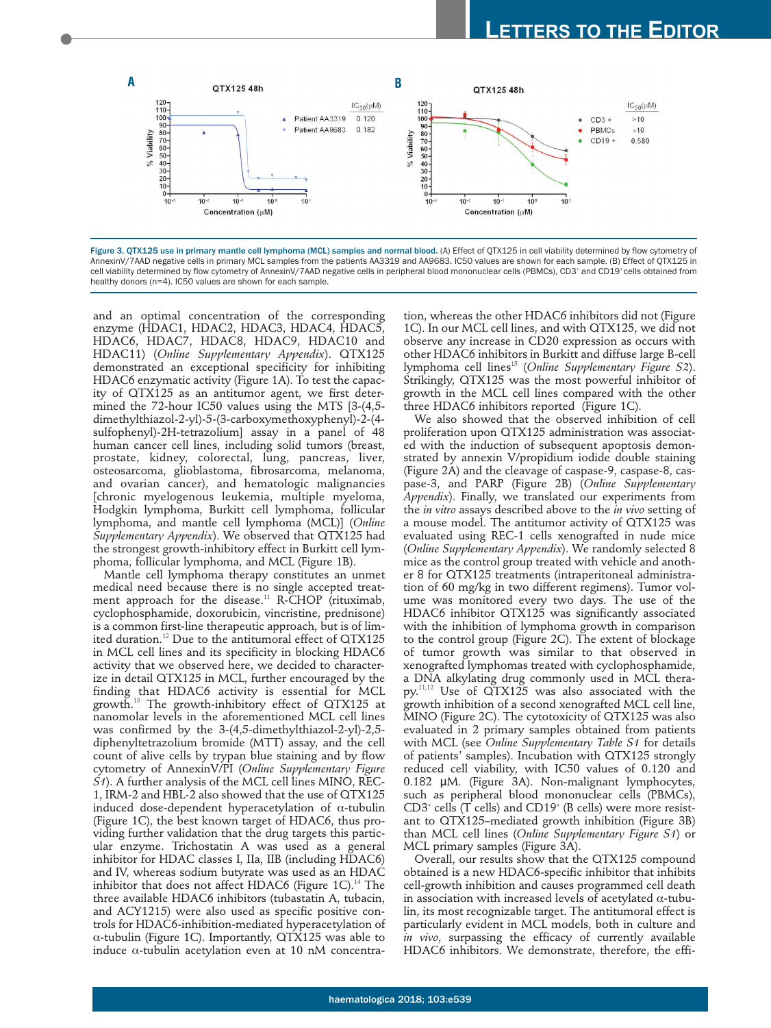Figure 3. QTX125 use in primary mantle cell lymphoma (MCL) samples and normal blood. (A) Effect of QTX125 in cell viability determined by flow cytometry of AnnexinV/7AAD negative cells in primary MCL samples from the patients AA3319 and AA9683. IC50 values are shown for each sample. (B) Effect of QTX125 in cell viability determined by flow cytometry of AnnexinV/7AAD negative cells in peripheral blood mononuclear cells (PBMCs), CD3+ and CD19+cells obtained from healthy donors (n=4). IC50 values are shown for each sample.

and an optimal concentration of the corresponding enzyme (HDAC1, HDAC2, HDAC3, HDAC4, HDAC5, HDAC6, HDAC7, HDAC8, HDAC9, HDAC10 and HDAC11) (*Online Supplementary Appendix*). QTX125 demonstrated an exceptional specificity for inhibiting HDAC6 enzymatic activity (Figure 1A). To test the capacity of QTX125 as an antitumor agent, we first determined the 72-hour IC50 values using the MTS [3-(4,5-dimethylthiazol-2-yl)-5-(3-carboxymethoxyphenyl)-2-(4-sulfophenyl)-2H-tetrazolium] assay in a panel of 48 human cancer cell lines, including solid tumors (breast, prostate, kidney, colorectal, lung, pancreas, liver, osteosarcoma, glioblastoma, fibrosarcoma, melanoma, and ovarian cancer), and hematologic malignancies [chronic myelogenous leukemia, multiple myeloma, Hodgkin lymphoma, Burkitt cell lymphoma, follicular lymphoma, and mantle cell lymphoma (MCL)] (*Online Supplementary Appendix*). We observed that QTX125 had the strongest growth-inhibitory effect in Burkitt cell lymphoma, follicular lymphoma, and MCL (Figure 1B).

Mantle cell lymphoma therapy constitutes an unmet medical need because there is no single accepted treatment approach for the disease.[11] R-CHOP (rituximab, cyclophosphamide, doxorubicin, vincristine, prednisone) is a common first-line therapeutic approach, but is of limited duration.[12] Due to the antitumoral effect of QTX125 in MCL cell lines and its specificity in blocking HDAC6 activity that we observed here, we decided to characterize in detail QTX125 in MCL, further encouraged by the finding that HDAC6 activity is essential for MCL growth.[13] The growth-inhibitory effect of QTX125 at nanomolar levels in the aforementioned MCL cell lines was confirmed by the 3-(4,5-dimethylthiazol-2-yl)-2,5-diphenyltetrazolium bromide (MTT) assay, and the cell count of alive cells by trypan blue staining and by flow cytometry of AnnexinV/PI (*Online Supplementary Figure S1*). A further analysis of the MCL cell lines MINO, REC-1, IRM-2 and HBL-2 also showed that the use of QTX125 induced dose-dependent hyperacetylation of α-tubulin (Figure 1C), the best known target of HDAC6, thus providing further validation that the drug targets this particular enzyme. Trichostatin A was used as a general inhibitor for HDAC classes I, IIa, IIB (including HDAC6) and IV, whereas sodium butyrate was used as an HDAC inhibitor that does not affect HDAC6 (Figure 1C).[14] The three available HDAC6 inhibitors (tubastatin A, tubacin, and ACY1215) were also used as specific positive controls for HDAC6-inhibition-mediated hyperacetylation of α-tubulin (Figure 1C). Importantly, QTX125 was able to induce α-tubulin acetylation even at 10 nM concentration, whereas the other HDAC6 inhibitors did not (Figure 1C). In our MCL cell lines, and with QTX125, we did not observe any increase in CD20 expression as occurs with other HDAC6 inhibitors in Burkitt and diffuse large B-cell lymphoma cell lines[15] (*Online Supplementary Figure S2*). Strikingly, QTX125 was the most powerful inhibitor of growth in the MCL cell lines compared with the other three HDAC6 inhibitors reported (Figure 1C).

We also showed that the observed inhibition of cell proliferation upon QTX125 administration was associated with the induction of subsequent apoptosis demonstrated by annexin V/propidium iodide double staining (Figure 2A) and the cleavage of caspase-9, caspase-8, caspase-3, and PARP (Figure 2B) (*Online Supplementary Appendix*). Finally, we translated our experiments from the *in vitro* assays described above to the *in vivo* setting of a mouse model. The antitumor activity of QTX125 was evaluated using REC-1 cells xenografted in nude mice (*Online Supplementary Appendix*). We randomly selected 8 mice as the control group treated with vehicle and another 8 for QTX125 treatments (intraperitoneal administration of 60 mg/kg in two different regimens). Tumor volume was monitored every two days. The use of the HDAC6 inhibitor QTX125 was significantly associated with the inhibition of lymphoma growth in comparison to the control group (Figure 2C). The extent of blockage of tumor growth was similar to that observed in xenografted lymphomas treated with cyclophosphamide, a DNA alkylating drug commonly used in MCL therapy.[11,12] Use of QTX125 was associated with the growth inhibition of a second xenografted MCL cell line, MINO (Figure 2C). The cytotoxicity of QTX125 was also evaluated in 2 primary samples obtained from patients with MCL (see *Online Supplementary Table S1* for details of patients' samples). Incubation with QTX125 strongly reduced cell viability, with IC50 values of 0.120 and 0.182 μM. (Figure 3A). Non-malignant lymphocytes, such as peripheral blood mononuclear cells (PBMCs), CD3+ cells (T cells) and CD19+ (B cells) were more resistant to QTX125–mediated growth inhibition (Figure 3B) than MCL cell lines (*Online Supplementary Figure S1*) or MCL primary samples (Figure 3A).

Overall, our results show that the QTX125 compound obtained is a new HDAC6-specific inhibitor that inhibits cell-growth inhibition and causes programmed cell death in association with increased levels of acetylated α-tubulin, its most recognizable target. The antitumoral effect is particularly evident in MCL models, both in culture and *in vivo*, surpassing the efficacy of currently available HDAC6 inhibitors. We demonstrate, therefore, the effi-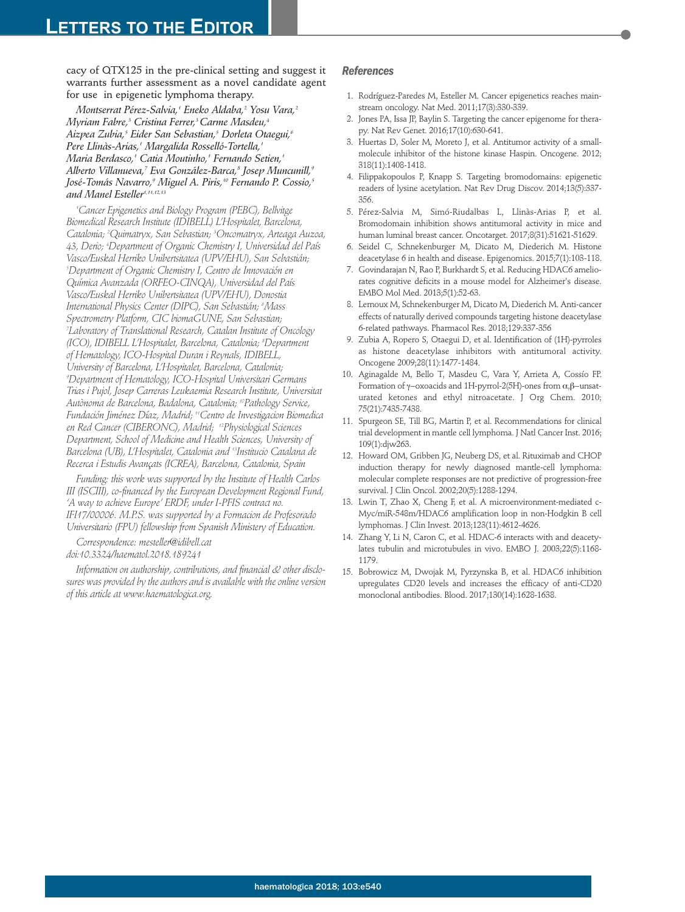cacy of QTX125 in the pre-clinical setting and suggest it warrants further assessment as a novel candidate agent for use in epigenetic lymphoma therapy.

*Montserrat Pérez-Salvia,[1] Eneko Aldaba,[2] Yosu Vara,[2] Myriam Fabre,[3] Cristina Ferrer,[3] Carme Masdeu,[4] Aizpea Zubia,[5] Eider San Sebastian,[5] Dorleta Otaegui,[6] Pere Llinàs-Arias,[1] Margalida Rosselló-Tortella,[1] Maria Berdasco,[1] Catia Moutinho,[1] Fernando Setien,[1] Alberto Villanueva,[7] Eva González-Barca,[8] Josep Muncunill,[9] José-Tomás Navarro,[9] Miguel A. Piris,[10] Fernando P. Cossío,[5] and Manel Esteller[1,11,12,13]*

*[1]Cancer Epigenetics and Biology Program (PEBC), Bellvitge Biomedical Research Institute (IDIBELL) L'Hospitalet, Barcelona, Catalonia; [2]Quimatryx, San Sebastian; [3]Oncomatryx, Arteaga Auzoa, 43, Derio; [4]Department of Organic Chemistry I, Universidad del País Vasco/Euskal Herriko Unibertsitatea (UPV/EHU), San Sebastián; [5]Department of Organic Chemistry I, Centro de Innovación en Química Avanzada (ORFEO-CINQA), Universidad del País Vasco/Euskal Herriko Unibertsitatea (UPV/EHU), Donostia International Physics Center (DIPC), San Sebastián; [6]Mass Spectrometry Platform, CIC biomaGUNE, San Sebastian; [7]Laboratory of Translational Research, Catalan Institute of Oncology (ICO), IDIBELL L'Hospitalet, Barcelona, Catalonia; [8]Department of Hematology, ICO-Hospital Duran i Reynals, IDIBELL, University of Barcelona, L'Hospitalet, Barcelona, Catalonia; [9]Department of Hematology, ICO-Hospital Universitari Germans Trias i Pujol, Josep Carreras Leukaemia Research Institute, Universitat Autònoma de Barcelona, Badalona, Catalonia; [10]Pathology Service, Fundación Jiménez Díaz, Madrid; [11]Centro de Investigacion Biomedica en Red Cancer (CIBERONC), Madrid; [12]Physiological Sciences Department, School of Medicine and Health Sciences, University of Barcelona (UB), L'Hospitalet, Catalonia and [13]Institucio Catalana de Recerca i Estudis Avançats (ICREA), Barcelona, Catalonia, Spain*

*Funding: this work was supported by the Institute of Health Carlos III (ISCIII), co-financed by the European Development Regional Fund, 'A way to achieve Europe' ERDF, under I-PFIS contract no. IFI17/00006. M.P.S. was supported by a Formacion de Profesorado Universitario (FPU) fellowship from Spanish Ministery of Education.*

*Correspondence: mesteller@idibell.cat*
*doi:10.3324/haematol.2018.189241*

*Information on authorship, contributions, and financial & other disclosures was provided by the authors and is available with the online version of this article at www.haematologica.org.*

## References

1. Rodríguez-Paredes M, Esteller M. Cancer epigenetics reaches mainstream oncology. Nat Med. 2011;17(3):330-339.
2. Jones PA, Issa JP, Baylin S. Targeting the cancer epigenome for therapy. Nat Rev Genet. 2016;17(10):630-641.
3. Huertas D, Soler M, Moreto J, et al. Antitumor activity of a small-molecule inhibitor of the histone kinase Haspin. Oncogene. 2012; 318(11):1408-1418.
4. Filippakopoulos P, Knapp S. Targeting bromodomains: epigenetic readers of lysine acetylation. Nat Rev Drug Discov. 2014;13(5):337-356.
5. Pérez-Salvia M, Simó-Riudalbas L, Llinàs-Arias P, et al. Bromodomain inhibition shows antitumoral activity in mice and human luminal breast cancer. Oncotarget. 2017;8(31):51621-51629.
6. Seidel C, Schnekenburger M, Dicato M, Diederich M. Histone deacetylase 6 in health and disease. Epigenomics. 2015;7(1):103-118.
7. Govindarajan N, Rao P, Burkhardt S, et al. Reducing HDAC6 ameliorates cognitive deficits in a mouse model for Alzheimer's disease. EMBO Mol Med. 2013;5(1):52-63.
8. Lernoux M, Schnekenburger M, Dicato M, Diederich M. Anti-cancer effects of naturally derived compounds targeting histone deacetylase 6-related pathways. Pharmacol Res. 2018;129:337-356
9. Zubia A, Ropero S, Otaegui D, et al. Identification of (1H)-pyrroles as histone deacetylase inhibitors with antitumoral activity. Oncogene 2009;28(11):1477-1484.
10. Aginagalde M, Bello T, Masdeu C, Vara Y, Arrieta A, Cossío FP. Formation of γ–oxoacids and 1H-pyrrol-2(5H)-ones from α,β–unsaturated ketones and ethyl nitroacetate. J Org Chem. 2010; 75(21):7435-7438.
11. Spurgeon SE, Till BG, Martin P, et al. Recommendations for clinical trial development in mantle cell lymphoma. J Natl Cancer Inst. 2016; 109(1):djw263.
12. Howard OM, Gribben JG, Neuberg DS, et al. Rituximab and CHOP induction therapy for newly diagnosed mantle-cell lymphoma: molecular complete responses are not predictive of progression-free survival. J Clin Oncol. 2002;20(5):1288-1294.
13. Lwin T, Zhao X, Cheng F, et al. A microenvironment-mediated c-Myc/miR-548m/HDAC6 amplification loop in non-Hodgkin B cell lymphomas. J Clin Invest. 2013;123(11):4612-4626.
14. Zhang Y, Li N, Caron C, et al. HDAC-6 interacts with and deacetylates tubulin and microtubules in vivo. EMBO J. 2003;22(5):1168-1179.
15. Bobrowicz M, Dwojak M, Pyrzynska B, et al. HDAC6 inhibition upregulates CD20 levels and increases the efficacy of anti-CD20 monoclonal antibodies. Blood. 2017;130(14):1628-1638.